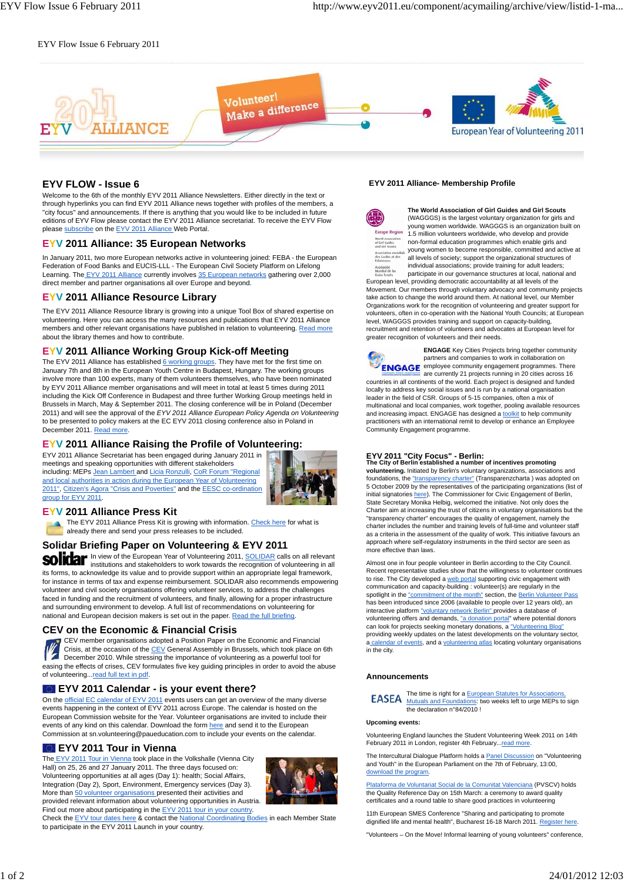EYV Flow Issue 6 February 2011

## EYV FLOW - Issue 6

Welcome to the 6th of the monthly EYV 2011 Alliance Newsletters. Either directly in the text or through hyperlinks you can find EYV 2011 Alliance news together with profiles of the members, a "city focus" and announcements. If there is anything that you would like to be included in future editions of EYV Flow please contact the EYV 2011 Alliance secretariat. To receive the EYV Flow please subscribe on the EYV 2011 Alliance Web Portal.

## EYV 2011 Alliance: 35 European Networks

In January 2011, two more European networks active in volunteering joined: FEBA - the European Federation of Food Banks and EUCIS-LLL - The European Civil Society Platform on Lifelong Learning. The EYV 2011 Alliance currently involves 35 European networks gathering over 2,000 direct member and partner organisations all over Europe and beyond.

## EYV 2011 Alliance Resource Library

The EYV 2011 Alliance Resource library is growing into a unique Tool Box of shared expertise on volunteering. Here you can access the many resources and publications that EYV 2011 Alliance members and other relevant organisations have published in relation to volunteering. Read more about the library themes and how to contribute.

## EYV 2011 Alliance Working Group Kick-off Meeting

The EYV 2011 Alliance has established 6 working groups. They have met for the first time on January 7th and 8th in the European Youth Centre in Budapest, Hungary. The working groups involve more than 100 experts, many of them volunteers themselves, who have been nominated by EYV 2011 Alliance member organisations and will meet in total at least 5 times during 2011 including the Kick Off Conference in Budapest and three further Working Group meetings held in Brussels in March, May & September 2011. The closing conference will be in Poland (December 2011) and will see the approval of the *EYV 2011 Alliance European Policy Agenda on Volunteering* to be presented to policy makers at the EC EYV 2011 closing conference also in Poland in December 2011. Read more.

## EYV 2011 Alliance Raising the Profile of Volunteering:

EYV 2011 Alliance Secretariat has been engaged during January 2011 in meetings and speaking opportunities with different stakeholders including: MEPs Jean Lambert and Licia Ronzulli, CoR Forum "Regional and local authorities in action during the European Year of Volunteering 2011", Citizen's Agora "Crisis and Poverties" and the EESC co-ordination group for EYV 2011.

## EYV 2011 Alliance Press Kit

The EYV 2011 Alliance Press Kit is growing with information. Check here for what is already there and send your press releases to be included.

## Solidar Briefing Paper on Volunteering & EYV 2011

In view of the European Year of Volunteering 2011, SOLIDAR calls on all relevant institutions and stakeholders to work towards the recognition of volunteering in all its forms, to acknowledge its value and to provide support within an appropriate legal framework, for instance in terms of tax and expense reimbursement. SOLIDAR also recommends empowering volunteer and civil society organisations offering volunteer services, to address the challenges faced in funding and the recruitment of volunteers, and finally, allowing for a proper infrastructure and surrounding environment to develop. A full list of recommendations on volunteering for national and European decision makers is set out in the paper. Read the full briefing.

## CEV on the Economic & Financial Crisis

CEV member organisations adopted a Position Paper on the Economic and Financial Crisis, at the occasion of the CEV General Assembly in Brussels, which took place on 6th December 2010. While stressing the importance of volunteering as a powerful tool for easing the effects of crises, CEV formulates five key guiding principles in order to avoid the abuse of volunteering...read full text in pdf.

## EYV 2011 Calendar - is your event there?

On the official EC calendar of EYV 2011 events users can get an overview of the many diverse events happening in the context of EYV 2011 across Europe. The calendar is hosted on the European Commission website for the Year. Volunteer organisations are invited to include their events of any kind on this calendar. Download the form here and send it to the European Commission at sn.volunteering@paueducation.com to include your events on the calendar.

## EYV 2011 Tour in Vienna

The EYV 2011 Tour in Vienna took place in the Volkshalle (Vienna City Hall) on 25, 26 and 27 January 2011. The three days focused on: Volunteering opportunities at all ages (Day 1): health; Social Affairs, Integration (Day 2), Sport, Environment, Emergency services (Day 3). More than 50 volunteer organisations presented their activities and provided relevant information about volunteering opportunities in Austria. Find out more about participating in the EYV 2011 tour in your country. Check the EYV tour dates here & contact the National Coordinating Bodies in each Member State to participate in the EYV 2011 Launch in your country.

## EYV 2011 Alliance- Membership Profile

**The World Association of Girl Guides and Girl Scouts** (WAGGGS) is the largest voluntary organization for girls and young women worldwide. WAGGGS is an organization built on 1.5 million volunteers worldwide, who develop and provide non-formal education programmes which enable girls and young women to become responsible, committed and active at all levels of society; support the organizational structures of individual associations; provide training for adult leaders; participate in our governance structures at local, national and European level, providing democratic accountability at all levels of the Movement. Our members through voluntary advocacy and community projects take action to change the world around them. At national level, our Member Organizations work for the recognition of volunteering and greater support for volunteers, often in co-operation with the National Youth Councils; at European level, WAGGGS provides training and support on capacity-building, recruitment and retention of volunteers and advocates at European level for greater recognition of volunteers and their needs.

**ENGAGE** Key Cities Projects bring together community partners and companies to work in collaboration on employee community engagement programmes. There are currently 21 projects running in 20 cities across 16 countries in all continents of the world. Each project is designed and funded locally to address key social issues and is run by a national organisation leader in the field of CSR. Groups of 5-15 companies, often a mix of multinational and local companies, work together, pooling available resources and increasing impact. ENGAGE has designed a toolkit to help community practitioners with an international remit to develop or enhance an Employee Community Engagement programme.

## EYV 2011 "City Focus" - Berlin:

**The City of Berlin established a number of incentives promoting volunteering.** Initiated by Berlin's voluntary organizations, associations and foundations, the "transparency charter" (Transparenzcharta ) was adopted on 5 October 2009 by the representatives of the participating organizations (list of initial signatories here). The Commissioner for Civic Engagement of Berlin, State Secretary Monika Helbig, welcomed the initiative. Not only does the Charter aim at increasing the trust of citizens in voluntary organizations but the "transparency charter" encourages the quality of engagement, namely the charter includes the number and training levels of full-time and volunteer staff as a criteria in the assessment of the quality of work. This initiative favours an approach where self-regulatory instruments in the third sector are seen as more effective than laws.

Almost one in four people volunteer in Berlin according to the City Council. Recent representative studies show that the willingness to volunteer continues to rise. The City developed a web portal supporting civic engagement with communication and capacity-building : volunteer(s) are regularly in the spotlight in the "commitment of the month" section, the Berlin Volunteer Pass has been introduced since 2006 (available to people over 12 years old), an interactive platform "voluntary network Berlin" provides a database of volunteering offers and demands, "a donation portal" where potential donors can look for projects seeking monetary donations, a "Volunteering Blog" providing weekly updates on the latest developments on the voluntary sector, a calendar of events, and a volunteering atlas locating voluntary organisations in the city.

## Announcements

The time is right for a European Statutes for Associations, Mutuals and Foundations: two weeks left to urge MEPs to sign the declaration n°84/2010 !

**Upcoming events:**

Volunteering England launches the Student Volunteering Week 2011 on 14th February 2011 in London, register 4th February...read more.

The Intercultural Dialogue Platform holds a Panel Discussion on "Volunteering and Youth" in the European Parliament on the 7th of February, 13:00, download the program.

Plataforma de Voluntariat Social de la Comunitat Valenciana (PVSCV) holds the Quality Reference Day on 15th March: a ceremony to award quality certificates and a round table to share good practices in volunteering

11th European SMES Conference "Sharing and participating to promote dignified life and mental health", Bucharest 16-18 March 2011. Register here.

"Volunteers – On the Move! Informal learning of young volunteers" conference,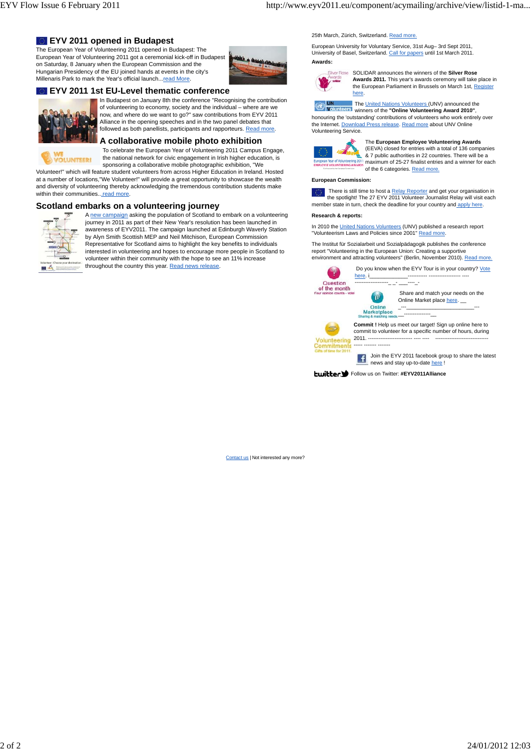## EYV 2011 opened in Budapest

The European Year of Volunteering 2011 opened in Budapest: The European Year of Volunteering 2011 got a ceremonial kick-off in Budapest on Saturday, 8 January when the European Commission and the Hungarian Presidency of the EU joined hands at events in the city's Millenaris Park to mark the Year's official launch...read More.

## EYV 2011 1st EU-Level thematic conference

In Budapest on January 8th the conference "Recognising the contribution of volunteering to economy, society and the individual – where are we now, and where do we want to go?" saw contributions from EYV 2011 Alliance in the opening speeches and in the two panel debates that followed as both panellists, participants and rapporteurs. Read more.

## A collaborative mobile photo exhibition

To celebrate the European Year of Volunteering 2011 Campus Engage, the national network for civic engagement in Irish higher education, is sponsoring a collaborative mobile photographic exhibition, "We Volunteer!" which will feature student volunteers from across Higher Education in Ireland. Hosted at a number of locations,"We Volunteer!" will provide a great opportunity to showcase the wealth and diversity of volunteering thereby acknowledging the tremendous contribution students make within their communities...read more.

## Scotland embarks on a volunteering journey

A new campaign asking the population of Scotland to embark on a volunteering journey in 2011 as part of their New Year's resolution has been launched in awareness of EYV2011. The campaign launched at Edinburgh Waverly Station by Alyn Smith Scottish MEP and Neil Mitchison, European Commission Representative for Scotland aims to highlight the key benefits to individuals interested in volunteering and hopes to encourage more people in Scotland to volunteer within their community with the hope to see an 11% increase throughout the country this year. Read news release.

25th March, Zürich, Switzerland. Read more.

European University for Voluntary Service, 31st Aug– 3rd Sept 2011, University of Basel, Switzerland. Call for papers until 1st March 2011.

**Awards:**

SOLIDAR announces the winners of the **Silver Rose Awards 2011.** This year's awards ceremony will take place in the European Parliament in Brussels on March 1st, Register here.

The United Nations Volunteers (UNV) announced the winners of the **"Online Volunteering Award 2010"**, honouring the 'outstanding' contributions of volunteers who work entirely over the Internet. Download Press release. Read more about UNV Online Volunteering Service.

The **European Employee Volunteering Awards** (EEVA) closed for entries with a total of 136 companies & 7 public authorities in 22 countries. There will be a maximum of 25-27 finalist entries and a winner for each of the 6 categories. Read more.

**European Commission:**

There is still time to host a Relay Reporter and get your organisation in the spotlight! The 27 EYV 2011 Volunteer Journalist Relay will visit each member state in turn, check the deadline for your country and apply here.

**Research & reports:**

In 2010 the United Nations Volunteers (UNV) published a research report "Volunteerism Laws and Policies since 2001" Read more.

The Institut für Sozialarbeit und Sozialpädagogik publishes the conference report "Volunteering in the European Union: Creating a supportive environment and attracting volunteers" (Berlin, November 2010). Read more.

Do you know when the EYV Tour is in your country? Vote here.

Share and match your needs on the Online Market place here.

**Commit !** Help us meet our target! Sign up online here to commit to volunteer for a specific number of hours, during 2011.

Join the EYV 2011 facebook group to share the latest news and stay up-to-date here !

Follow us on Twitter: **#EYV2011Alliance**

Contact us | Not interested any more?